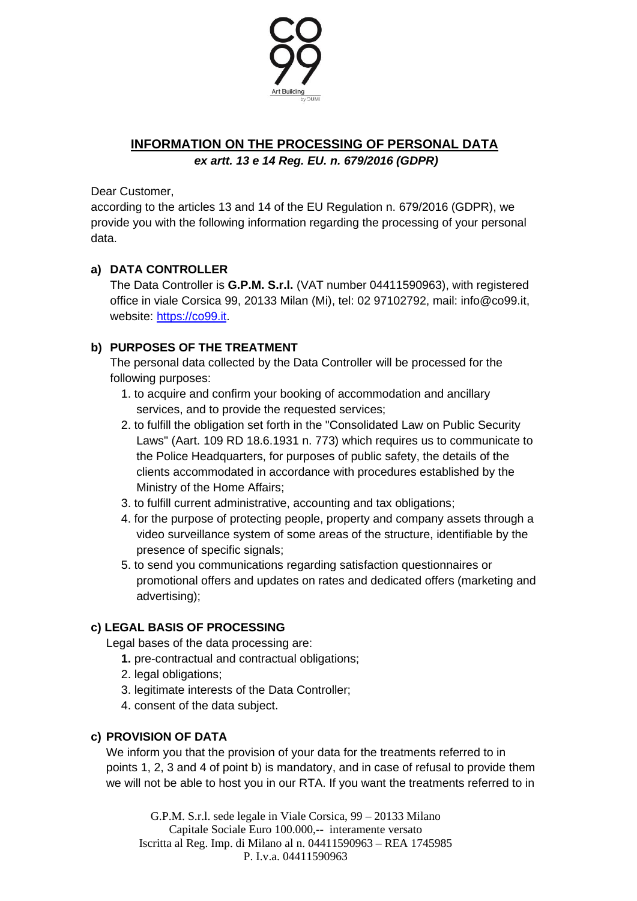# INFORMATION ON THE PROCESSING OF PERSONAL DATA

***ex artt. 13 e 14 Reg. EU. n. 679/2016 (GDPR)***

Dear Customer,

according to the articles 13 and 14 of the EU Regulation n. 679/2016 (GDPR), we provide you with the following information regarding the processing of your personal data.

## a) DATA CONTROLLER

The Data Controller is **G.P.M. S.r.l.** (VAT number 04411590963), with registered office in viale Corsica 99, 20133 Milan (Mi), tel: 02 97102792, mail: info@co99.it, website: [https://co99.it](https://co99.it).

## b) PURPOSES OF THE TREATMENT

The personal data collected by the Data Controller will be processed for the following purposes:

1. to acquire and confirm your booking of accommodation and ancillary services, and to provide the requested services;
2. to fulfill the obligation set forth in the "Consolidated Law on Public Security Laws" (Aart. 109 RD 18.6.1931 n. 773) which requires us to communicate to the Police Headquarters, for purposes of public safety, the details of the clients accommodated in accordance with procedures established by the Ministry of the Home Affairs;
3. to fulfill current administrative, accounting and tax obligations;
4. for the purpose of protecting people, property and company assets through a video surveillance system of some areas of the structure, identifiable by the presence of specific signals;
5. to send you communications regarding satisfaction questionnaires or promotional offers and updates on rates and dedicated offers (marketing and advertising);

## c) LEGAL BASIS OF PROCESSING

Legal bases of the data processing are:

1. pre-contractual and contractual obligations;
2. legal obligations;
3. legitimate interests of the Data Controller;
4. consent of the data subject.

## c) PROVISION OF DATA

We inform you that the provision of your data for the treatments referred to in points 1, 2, 3 and 4 of point b) is mandatory, and in case of refusal to provide them we will not be able to host you in our RTA. If you want the treatments referred to in

G.P.M. S.r.l. sede legale in Viale Corsica, 99 – 20133 Milano
Capitale Sociale Euro 100.000,-- interamente versato
Iscritta al Reg. Imp. di Milano al n. 04411590963 – REA 1745985
P. I.v.a. 04411590963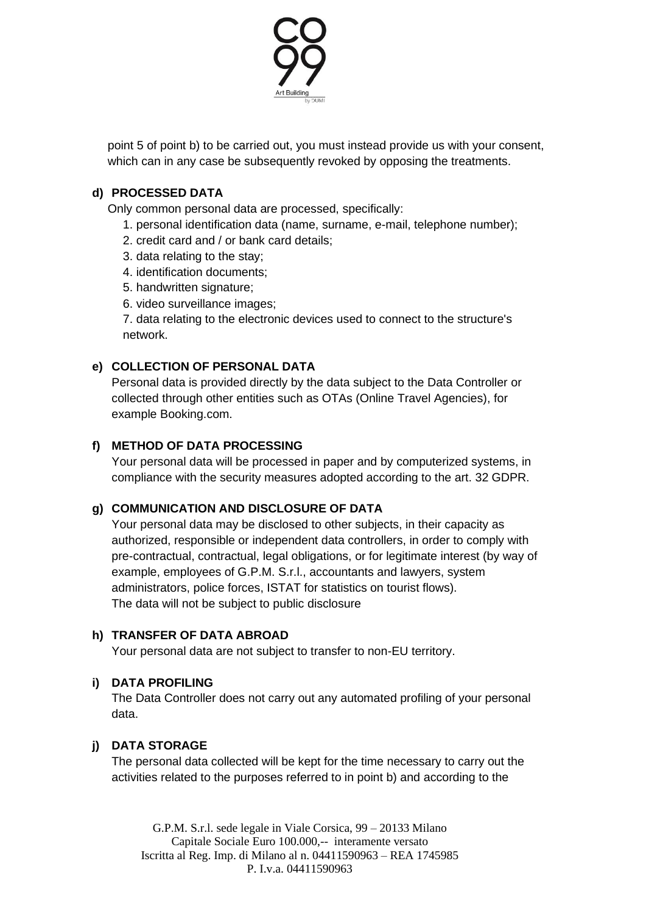point 5 of point b) to be carried out, you must instead provide us with your consent, which can in any case be subsequently revoked by opposing the treatments.

**d) PROCESSED DATA**

Only common personal data are processed, specifically:

1. personal identification data (name, surname, e-mail, telephone number);
2. credit card and / or bank card details;
3. data relating to the stay;
4. identification documents;
5. handwritten signature;
6. video surveillance images;
7. data relating to the electronic devices used to connect to the structure's network.

**e) COLLECTION OF PERSONAL DATA**

Personal data is provided directly by the data subject to the Data Controller or collected through other entities such as OTAs (Online Travel Agencies), for example Booking.com.

**f) METHOD OF DATA PROCESSING**

Your personal data will be processed in paper and by computerized systems, in compliance with the security measures adopted according to the art. 32 GDPR.

**g) COMMUNICATION AND DISCLOSURE OF DATA**

Your personal data may be disclosed to other subjects, in their capacity as authorized, responsible or independent data controllers, in order to comply with pre-contractual, contractual, legal obligations, or for legitimate interest (by way of example, employees of G.P.M. S.r.l., accountants and lawyers, system administrators, police forces, ISTAT for statistics on tourist flows).
The data will not be subject to public disclosure

**h) TRANSFER OF DATA ABROAD**

Your personal data are not subject to transfer to non-EU territory.

**i) DATA PROFILING**

The Data Controller does not carry out any automated profiling of your personal data.

**j) DATA STORAGE**

The personal data collected will be kept for the time necessary to carry out the activities related to the purposes referred to in point b) and according to the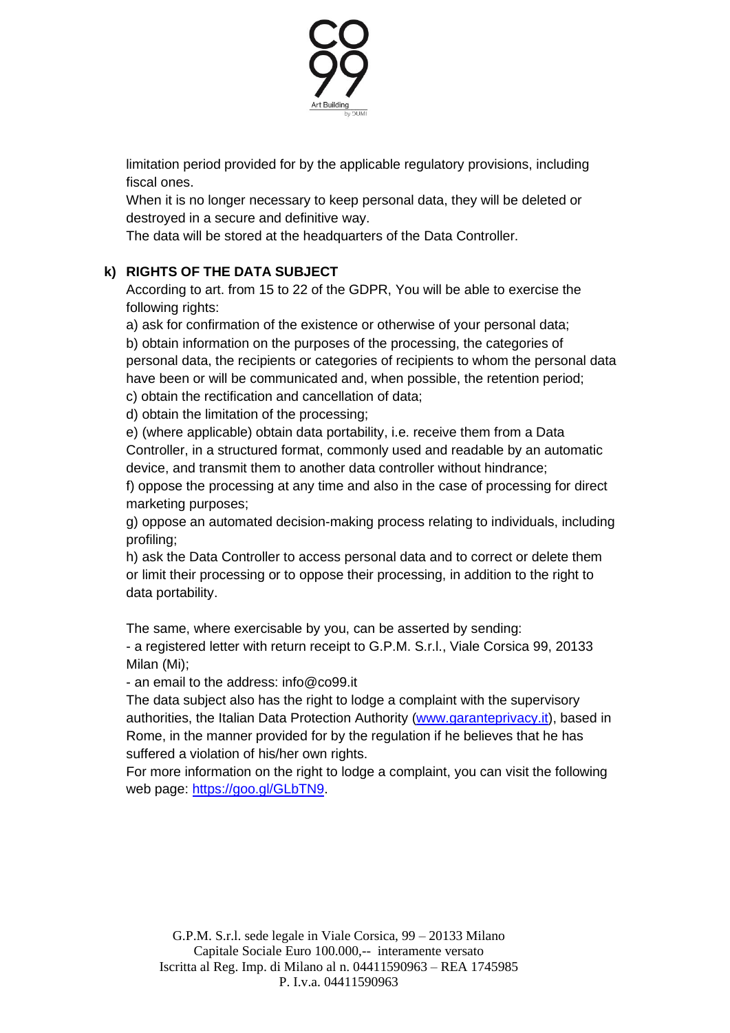limitation period provided for by the applicable regulatory provisions, including fiscal ones.

When it is no longer necessary to keep personal data, they will be deleted or destroyed in a secure and definitive way.

The data will be stored at the headquarters of the Data Controller.

## k) RIGHTS OF THE DATA SUBJECT

According to art. from 15 to 22 of the GDPR, You will be able to exercise the following rights:

a) ask for confirmation of the existence or otherwise of your personal data;

b) obtain information on the purposes of the processing, the categories of personal data, the recipients or categories of recipients to whom the personal data have been or will be communicated and, when possible, the retention period;

c) obtain the rectification and cancellation of data;

d) obtain the limitation of the processing;

e) (where applicable) obtain data portability, i.e. receive them from a Data Controller, in a structured format, commonly used and readable by an automatic device, and transmit them to another data controller without hindrance;

f) oppose the processing at any time and also in the case of processing for direct marketing purposes;

g) oppose an automated decision-making process relating to individuals, including profiling;

h) ask the Data Controller to access personal data and to correct or delete them or limit their processing or to oppose their processing, in addition to the right to data portability.

The same, where exercisable by you, can be asserted by sending:

- a registered letter with return receipt to G.P.M. S.r.l., Viale Corsica 99, 20133 Milan (Mi);
- an email to the address: info@co99.it

The data subject also has the right to lodge a complaint with the supervisory authorities, the Italian Data Protection Authority (www.garanteprivacy.it), based in Rome, in the manner provided for by the regulation if he believes that he has suffered a violation of his/her own rights.

For more information on the right to lodge a complaint, you can visit the following web page: https://goo.gl/GLbTN9.